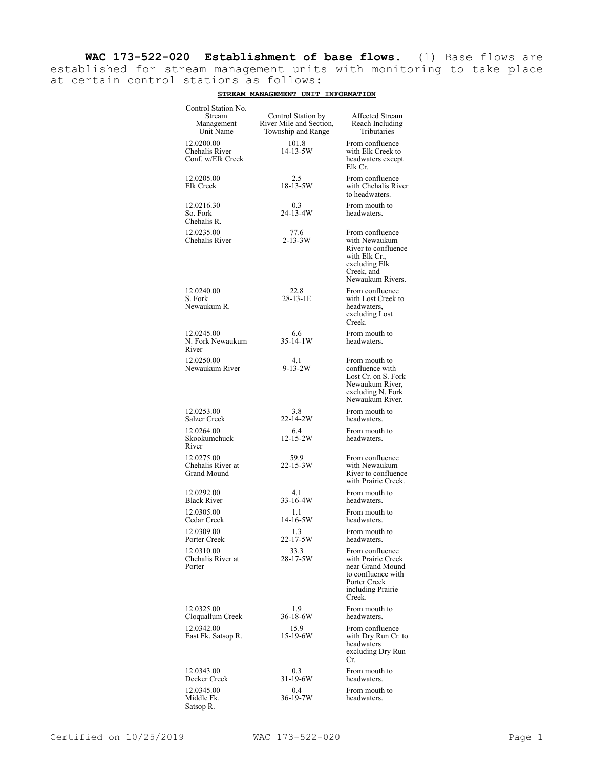**WAC 173-522-020 Establishment of base flows.** (1) Base flows are established for stream management units with monitoring to take place at certain control stations as follows:

**STREAM MANAGEMENT UNIT INFORMATION**

| Control Station No. Stream Management Unit Name | Control Station by River Mile and Section, Township and Range | Affected Stream Reach Including Tributaries |
|---|---|---|
| 12.0200.00 Chehalis River Conf. w/Elk Creek | 101.8 14-13-5W | From confluence with Elk Creek to headwaters except Elk Cr. |
| 12.0205.00 Elk Creek | 2.5 18-13-5W | From confluence with Chehalis River to headwaters. |
| 12.0216.30 So. Fork Chehalis R. | 0.3 24-13-4W | From mouth to headwaters. |
| 12.0235.00 Chehalis River | 77.6 2-13-3W | From confluence with Newaukum River to confluence with Elk Cr., excluding Elk Creek, and Newaukum Rivers. |
| 12.0240.00 S. Fork Newaukum R. | 22.8 28-13-1E | From confluence with Lost Creek to headwaters, excluding Lost Creek. |
| 12.0245.00 N. Fork Newaukum River | 6.6 35-14-1W | From mouth to headwaters. |
| 12.0250.00 Newaukum River | 4.1 9-13-2W | From mouth to confluence with Lost Cr. on S. Fork Newaukum River, excluding N. Fork Newaukum River. |
| 12.0253.00 Salzer Creek | 3.8 22-14-2W | From mouth to headwaters. |
| 12.0264.00 Skookumchuck River | 6.4 12-15-2W | From mouth to headwaters. |
| 12.0275.00 Chehalis River at Grand Mound | 59.9 22-15-3W | From confluence with Newaukum River to confluence with Prairie Creek. |
| 12.0292.00 Black River | 4.1 33-16-4W | From mouth to headwaters. |
| 12.0305.00 Cedar Creek | 1.1 14-16-5W | From mouth to headwaters. |
| 12.0309.00 Porter Creek | 1.3 22-17-5W | From mouth to headwaters. |
| 12.0310.00 Chehalis River at Porter | 33.3 28-17-5W | From confluence with Prairie Creek near Grand Mound to confluence with Porter Creek including Prairie Creek. |
| 12.0325.00 Cloquallum Creek | 1.9 36-18-6W | From mouth to headwaters. |
| 12.0342.00 East Fk. Satsop R. | 15.9 15-19-6W | From confluence with Dry Run Cr. to headwaters excluding Dry Run Cr. |
| 12.0343.00 Decker Creek | 0.3 31-19-6W | From mouth to headwaters. |
| 12.0345.00 Middle Fk. Satsop R. | 0.4 36-19-7W | From mouth to headwaters. |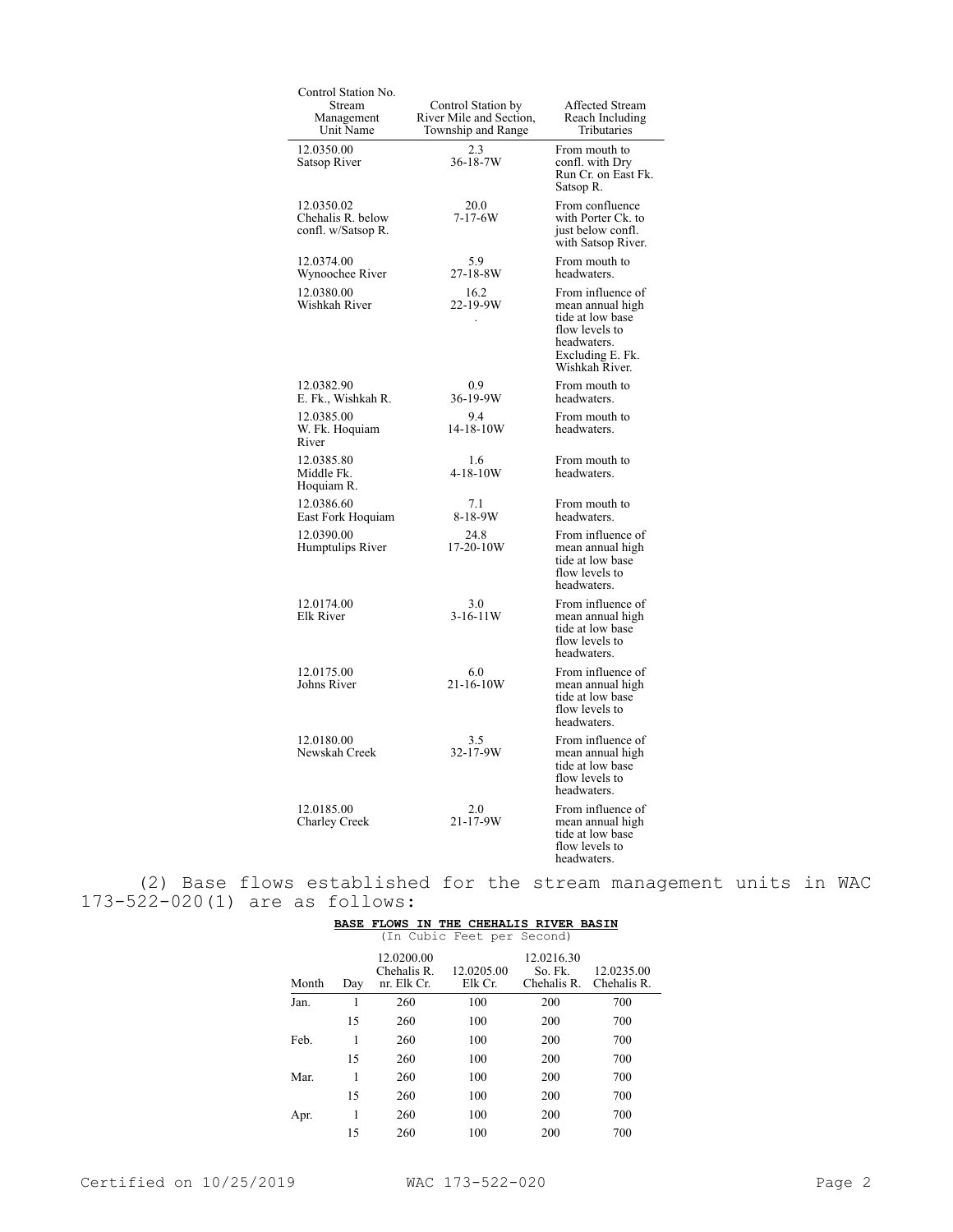| Control Station No. Stream Management Unit Name | Control Station by River Mile and Section, Township and Range | Affected Stream Reach Including Tributaries |
|---|---|---|
| 12.0350.00 Satsop River | 2.3 36-18-7W | From mouth to confl. with Dry Run Cr. on East Fk. Satsop R. |
| 12.0350.02 Chehalis R. below confl. w/Satsop R. | 20.0 7-17-6W | From confluence with Porter Ck. to just below confl. with Satsop River. |
| 12.0374.00 Wynoochee River | 5.9 27-18-8W | From mouth to headwaters. |
| 12.0380.00 Wishkah River | 16.2 22-19-9W . | From influence of mean annual high tide at low base flow levels to headwaters. Excluding E. Fk. Wishkah River. |
| 12.0382.90 E. Fk., Wishkah R. | 0.9 36-19-9W | From mouth to headwaters. |
| 12.0385.00 W. Fk. Hoquiam River | 9.4 14-18-10W | From mouth to headwaters. |
| 12.0385.80 Middle Fk. Hoquiam R. | 1.6 4-18-10W | From mouth to headwaters. |
| 12.0386.60 East Fork Hoquiam | 7.1 8-18-9W | From mouth to headwaters. |
| 12.0390.00 Humptulips River | 24.8 17-20-10W | From influence of mean annual high tide at low base flow levels to headwaters. |
| 12.0174.00 Elk River | 3.0 3-16-11W | From influence of mean annual high tide at low base flow levels to headwaters. |
| 12.0175.00 Johns River | 6.0 21-16-10W | From influence of mean annual high tide at low base flow levels to headwaters. |
| 12.0180.00 Newskah Creek | 3.5 32-17-9W | From influence of mean annual high tide at low base flow levels to headwaters. |
| 12.0185.00 Charley Creek | 2.0 21-17-9W | From influence of mean annual high tide at low base flow levels to headwaters. |

(2) Base flows established for the stream management units in WAC 173-522-020(1) are as follows:

**BASE FLOWS IN THE CHEHALIS RIVER BASIN**

(In Cubic Feet per Second)

| Month | Day | 12.0200.00 Chehalis R. nr. Elk Cr. | 12.0205.00 Elk Cr. | 12.0216.30 So. Fk. Chehalis R. | 12.0235.00 Chehalis R. |
|---|---|---|---|---|---|
| Jan. | 1 | 260 | 100 | 200 | 700 |
| | 15 | 260 | 100 | 200 | 700 |
| Feb. | 1 | 260 | 100 | 200 | 700 |
| | 15 | 260 | 100 | 200 | 700 |
| Mar. | 1 | 260 | 100 | 200 | 700 |
| | 15 | 260 | 100 | 200 | 700 |
| Apr. | 1 | 260 | 100 | 200 | 700 |
| | 15 | 260 | 100 | 200 | 700 |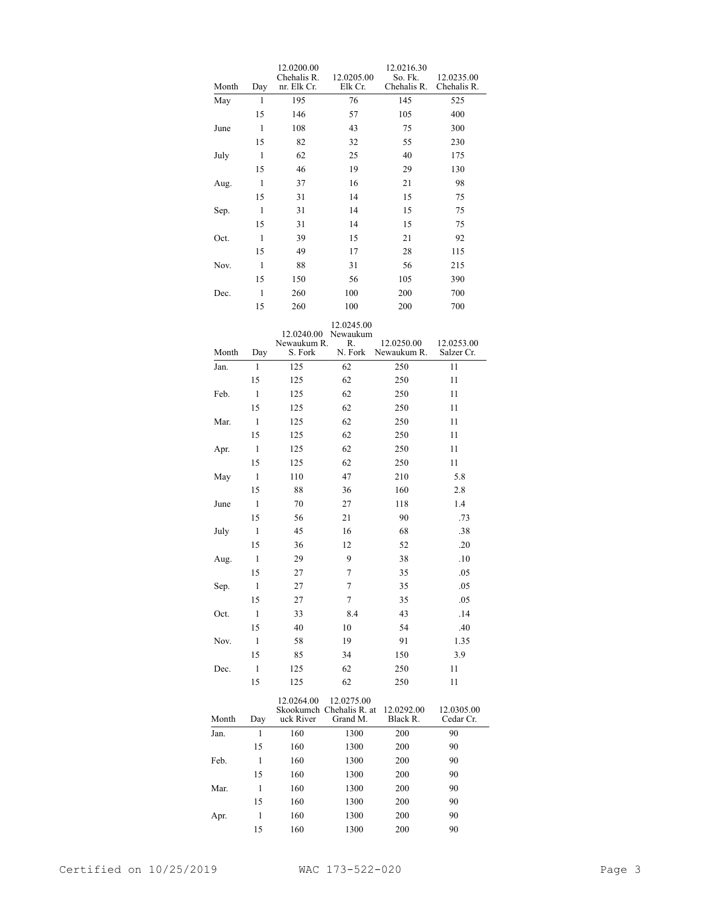| Month | Day | 12.0200.00 Chehalis R. nr. Elk Cr. | 12.0205.00 Elk Cr. | 12.0216.30 So. Fk. Chehalis R. | 12.0235.00 Chehalis R. |
|---|---|---|---|---|---|
| May | 1 | 195 | 76 | 145 | 525 |
| | 15 | 146 | 57 | 105 | 400 |
| June | 1 | 108 | 43 | 75 | 300 |
| | 15 | 82 | 32 | 55 | 230 |
| July | 1 | 62 | 25 | 40 | 175 |
| | 15 | 46 | 19 | 29 | 130 |
| Aug. | 1 | 37 | 16 | 21 | 98 |
| | 15 | 31 | 14 | 15 | 75 |
| Sep. | 1 | 31 | 14 | 15 | 75 |
| | 15 | 31 | 14 | 15 | 75 |
| Oct. | 1 | 39 | 15 | 21 | 92 |
| | 15 | 49 | 17 | 28 | 115 |
| Nov. | 1 | 88 | 31 | 56 | 215 |
| | 15 | 150 | 56 | 105 | 390 |
| Dec. | 1 | 260 | 100 | 200 | 700 |
| | 15 | 260 | 100 | 200 | 700 |

| Month | Day | 12.0240.00 Newaukum R. S. Fork | 12.0245.00 Newaukum R. N. Fork | 12.0250.00 Newaukum R. | 12.0253.00 Salzer Cr. |
|---|---|---|---|---|---|
| Jan. | 1 | 125 | 62 | 250 | 11 |
| | 15 | 125 | 62 | 250 | 11 |
| Feb. | 1 | 125 | 62 | 250 | 11 |
| | 15 | 125 | 62 | 250 | 11 |
| Mar. | 1 | 125 | 62 | 250 | 11 |
| | 15 | 125 | 62 | 250 | 11 |
| Apr. | 1 | 125 | 62 | 250 | 11 |
| | 15 | 125 | 62 | 250 | 11 |
| May | 1 | 110 | 47 | 210 | 5.8 |
| | 15 | 88 | 36 | 160 | 2.8 |
| June | 1 | 70 | 27 | 118 | 1.4 |
| | 15 | 56 | 21 | 90 | .73 |
| July | 1 | 45 | 16 | 68 | .38 |
| | 15 | 36 | 12 | 52 | .20 |
| Aug. | 1 | 29 | 9 | 38 | .10 |
| | 15 | 27 | 7 | 35 | .05 |
| Sep. | 1 | 27 | 7 | 35 | .05 |
| | 15 | 27 | 7 | 35 | .05 |
| Oct. | 1 | 33 | 8.4 | 43 | .14 |
| | 15 | 40 | 10 | 54 | .40 |
| Nov. | 1 | 58 | 19 | 91 | 1.35 |
| | 15 | 85 | 34 | 150 | 3.9 |
| Dec. | 1 | 125 | 62 | 250 | 11 |
| | 15 | 125 | 62 | 250 | 11 |

| Month | Day | 12.0264.00 Skookumchuck River | 12.0275.00 Chehalis R. at Grand M. | 12.0292.00 Black R. | 12.0305.00 Cedar Cr. |
|---|---|---|---|---|---|
| Jan. | 1 | 160 | 1300 | 200 | 90 |
| | 15 | 160 | 1300 | 200 | 90 |
| Feb. | 1 | 160 | 1300 | 200 | 90 |
| | 15 | 160 | 1300 | 200 | 90 |
| Mar. | 1 | 160 | 1300 | 200 | 90 |
| | 15 | 160 | 1300 | 200 | 90 |
| Apr. | 1 | 160 | 1300 | 200 | 90 |
| | 15 | 160 | 1300 | 200 | 90 |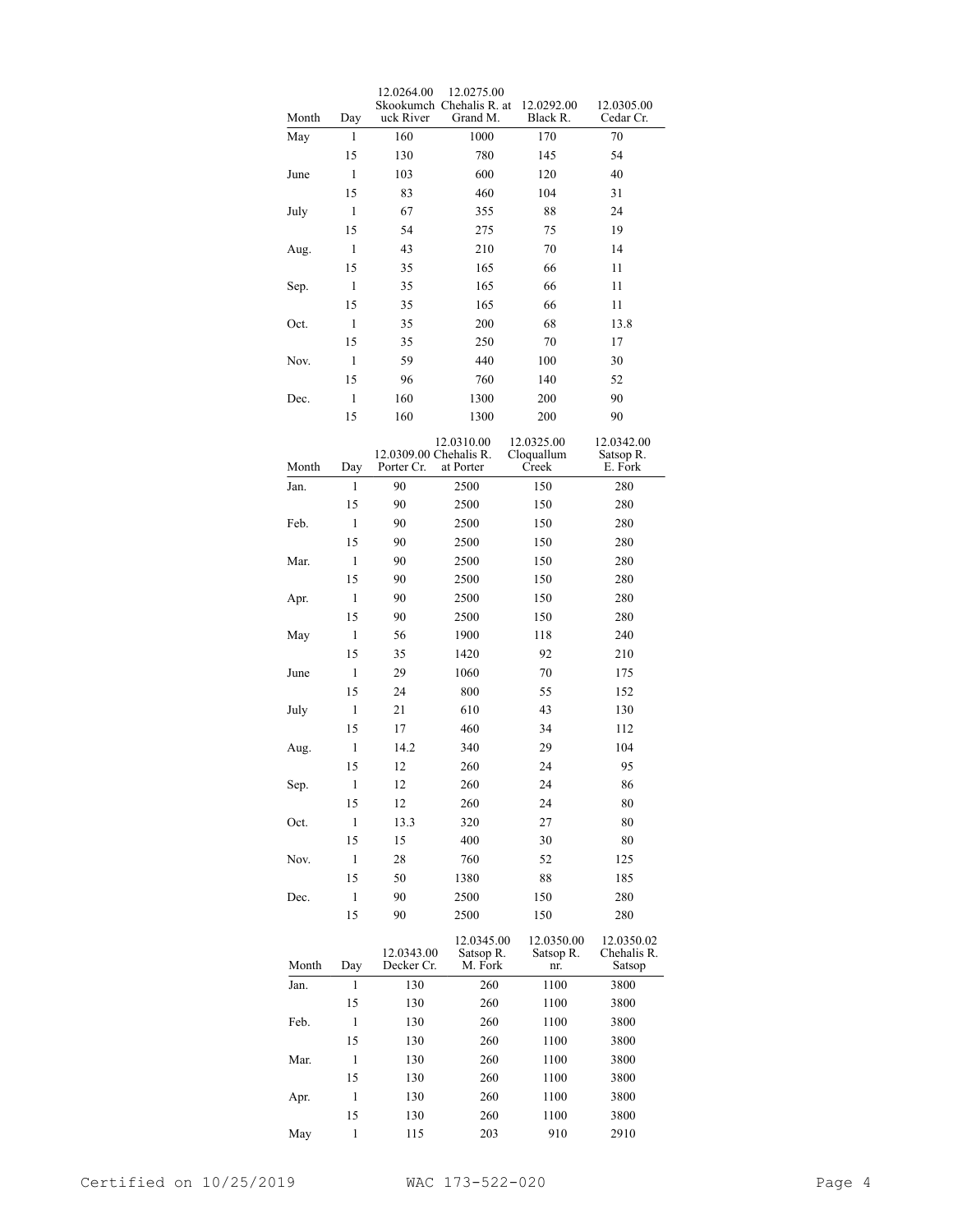| Month | Day | 12.0264.00 Skookumchuck River | 12.0275.00 Chehalis R. at Grand M. | 12.0292.00 Black R. | 12.0305.00 Cedar Cr. |
|---|---|---|---|---|---|
| May | 1 | 160 | 1000 | 170 | 70 |
| | 15 | 130 | 780 | 145 | 54 |
| June | 1 | 103 | 600 | 120 | 40 |
| | 15 | 83 | 460 | 104 | 31 |
| July | 1 | 67 | 355 | 88 | 24 |
| | 15 | 54 | 275 | 75 | 19 |
| Aug. | 1 | 43 | 210 | 70 | 14 |
| | 15 | 35 | 165 | 66 | 11 |
| Sep. | 1 | 35 | 165 | 66 | 11 |
| | 15 | 35 | 165 | 66 | 11 |
| Oct. | 1 | 35 | 200 | 68 | 13.8 |
| | 15 | 35 | 250 | 70 | 17 |
| Nov. | 1 | 59 | 440 | 100 | 30 |
| | 15 | 96 | 760 | 140 | 52 |
| Dec. | 1 | 160 | 1300 | 200 | 90 |
| | 15 | 160 | 1300 | 200 | 90 |

| Month | Day | 12.0309.00 Porter Cr. | 12.0310.00 Chehalis R. at Porter | 12.0325.00 Cloquallum Creek | 12.0342.00 Satsop R. E. Fork |
|---|---|---|---|---|---|
| Jan. | 1 | 90 | 2500 | 150 | 280 |
| | 15 | 90 | 2500 | 150 | 280 |
| Feb. | 1 | 90 | 2500 | 150 | 280 |
| | 15 | 90 | 2500 | 150 | 280 |
| Mar. | 1 | 90 | 2500 | 150 | 280 |
| | 15 | 90 | 2500 | 150 | 280 |
| Apr. | 1 | 90 | 2500 | 150 | 280 |
| | 15 | 90 | 2500 | 150 | 280 |
| May | 1 | 56 | 1900 | 118 | 240 |
| | 15 | 35 | 1420 | 92 | 210 |
| June | 1 | 29 | 1060 | 70 | 175 |
| | 15 | 24 | 800 | 55 | 152 |
| July | 1 | 21 | 610 | 43 | 130 |
| | 15 | 17 | 460 | 34 | 112 |
| Aug. | 1 | 14.2 | 340 | 29 | 104 |
| | 15 | 12 | 260 | 24 | 95 |
| Sep. | 1 | 12 | 260 | 24 | 86 |
| | 15 | 12 | 260 | 24 | 80 |
| Oct. | 1 | 13.3 | 320 | 27 | 80 |
| | 15 | 15 | 400 | 30 | 80 |
| Nov. | 1 | 28 | 760 | 52 | 125 |
| | 15 | 50 | 1380 | 88 | 185 |
| Dec. | 1 | 90 | 2500 | 150 | 280 |
| | 15 | 90 | 2500 | 150 | 280 |

| Month | Day | 12.0343.00 Decker Cr. | 12.0345.00 Satsop R. M. Fork | 12.0350.00 Satsop R. nr. | 12.0350.02 Chehalis R. Satsop |
|---|---|---|---|---|---|
| Jan. | 1 | 130 | 260 | 1100 | 3800 |
| | 15 | 130 | 260 | 1100 | 3800 |
| Feb. | 1 | 130 | 260 | 1100 | 3800 |
| | 15 | 130 | 260 | 1100 | 3800 |
| Mar. | 1 | 130 | 260 | 1100 | 3800 |
| | 15 | 130 | 260 | 1100 | 3800 |
| Apr. | 1 | 130 | 260 | 1100 | 3800 |
| | 15 | 130 | 260 | 1100 | 3800 |
| May | 1 | 115 | 203 | 910 | 2910 |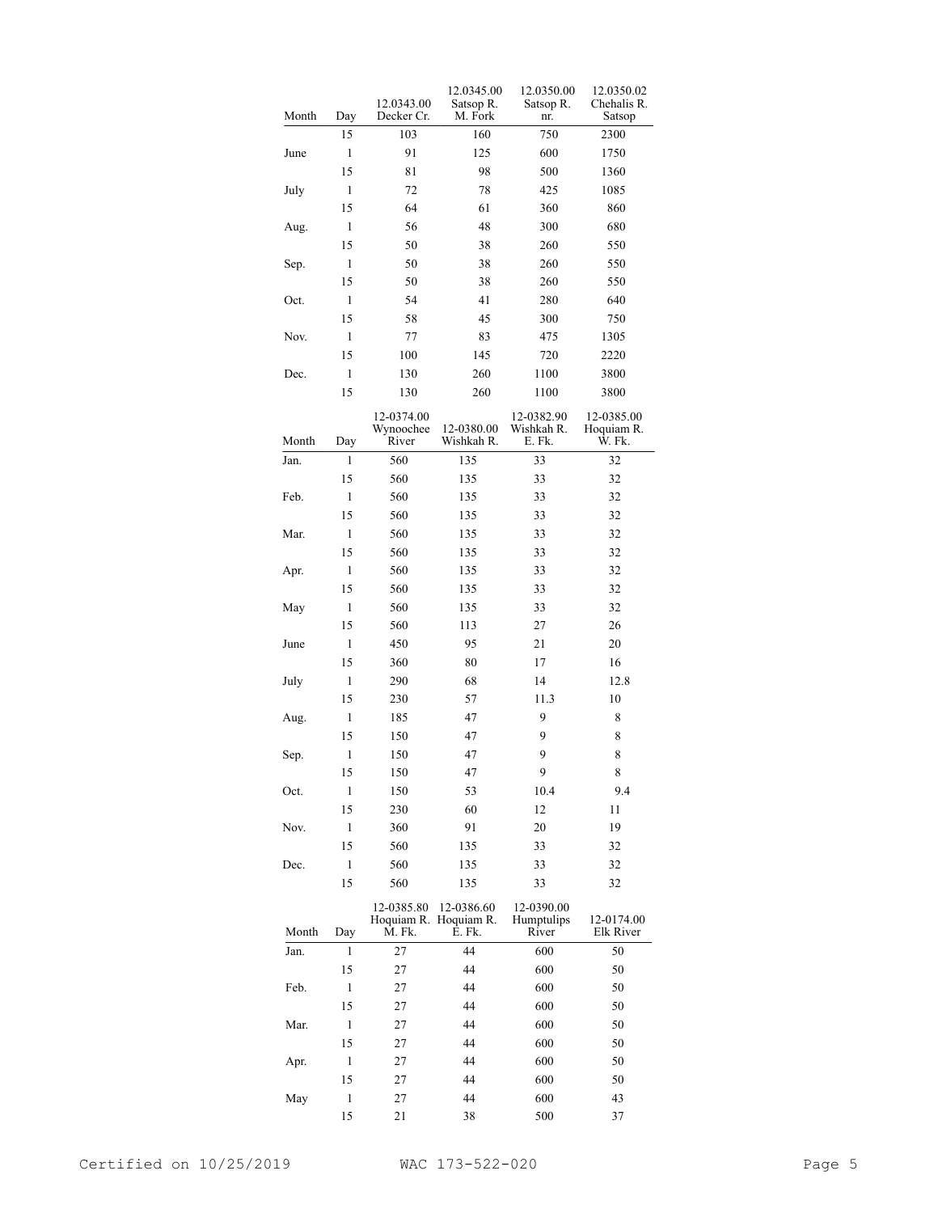| Month | Day | 12.0343.00 Decker Cr. | 12.0345.00 Satsop R. M. Fork | 12.0350.00 Satsop R. nr. | 12.0350.02 Chehalis R. Satsop |
|---|---|---|---|---|---|
| | 15 | 103 | 160 | 750 | 2300 |
| June | 1 | 91 | 125 | 600 | 1750 |
| | 15 | 81 | 98 | 500 | 1360 |
| July | 1 | 72 | 78 | 425 | 1085 |
| | 15 | 64 | 61 | 360 | 860 |
| Aug. | 1 | 56 | 48 | 300 | 680 |
| | 15 | 50 | 38 | 260 | 550 |
| Sep. | 1 | 50 | 38 | 260 | 550 |
| | 15 | 50 | 38 | 260 | 550 |
| Oct. | 1 | 54 | 41 | 280 | 640 |
| | 15 | 58 | 45 | 300 | 750 |
| Nov. | 1 | 77 | 83 | 475 | 1305 |
| | 15 | 100 | 145 | 720 | 2220 |
| Dec. | 1 | 130 | 260 | 1100 | 3800 |
| | 15 | 130 | 260 | 1100 | 3800 |

| Month | Day | 12-0374.00 Wynoochee River | 12-0380.00 Wishkah R. | 12-0382.90 Wishkah R. E. Fk. | 12-0385.00 Hoquiam R. W. Fk. |
|---|---|---|---|---|---|
| Jan. | 1 | 560 | 135 | 33 | 32 |
| | 15 | 560 | 135 | 33 | 32 |
| Feb. | 1 | 560 | 135 | 33 | 32 |
| | 15 | 560 | 135 | 33 | 32 |
| Mar. | 1 | 560 | 135 | 33 | 32 |
| | 15 | 560 | 135 | 33 | 32 |
| Apr. | 1 | 560 | 135 | 33 | 32 |
| | 15 | 560 | 135 | 33 | 32 |
| May | 1 | 560 | 135 | 33 | 32 |
| | 15 | 560 | 113 | 27 | 26 |
| June | 1 | 450 | 95 | 21 | 20 |
| | 15 | 360 | 80 | 17 | 16 |
| July | 1 | 290 | 68 | 14 | 12.8 |
| | 15 | 230 | 57 | 11.3 | 10 |
| Aug. | 1 | 185 | 47 | 9 | 8 |
| | 15 | 150 | 47 | 9 | 8 |
| Sep. | 1 | 150 | 47 | 9 | 8 |
| | 15 | 150 | 47 | 9 | 8 |
| Oct. | 1 | 150 | 53 | 10.4 | 9.4 |
| | 15 | 230 | 60 | 12 | 11 |
| Nov. | 1 | 360 | 91 | 20 | 19 |
| | 15 | 560 | 135 | 33 | 32 |
| Dec. | 1 | 560 | 135 | 33 | 32 |
| | 15 | 560 | 135 | 33 | 32 |

| Month | Day | 12-0385.80 Hoquiam R. M. Fk. | 12-0386.60 Hoquiam R. E. Fk. | 12-0390.00 Humptulips River | 12-0174.00 Elk River |
|---|---|---|---|---|---|
| Jan. | 1 | 27 | 44 | 600 | 50 |
| | 15 | 27 | 44 | 600 | 50 |
| Feb. | 1 | 27 | 44 | 600 | 50 |
| | 15 | 27 | 44 | 600 | 50 |
| Mar. | 1 | 27 | 44 | 600 | 50 |
| | 15 | 27 | 44 | 600 | 50 |
| Apr. | 1 | 27 | 44 | 600 | 50 |
| | 15 | 27 | 44 | 600 | 50 |
| May | 1 | 27 | 44 | 600 | 43 |
| | 15 | 21 | 38 | 500 | 37 |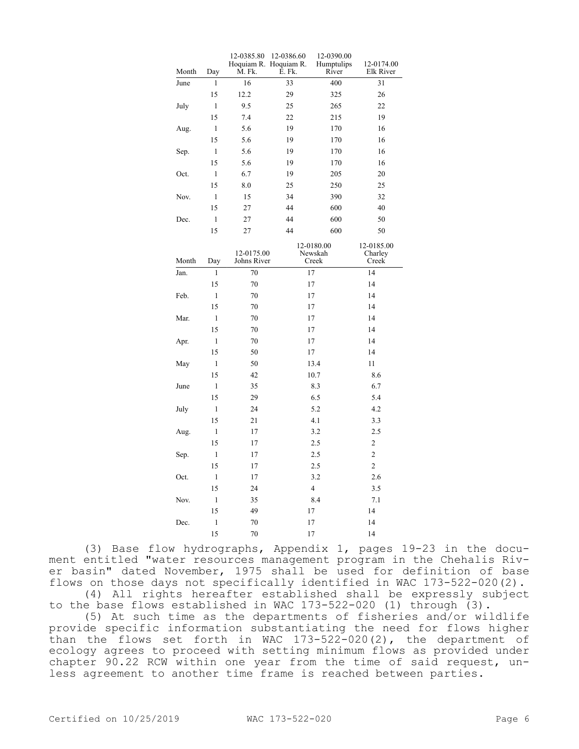| Month | Day | 12-0385.80 Hoquiam R. M. Fk. | 12-0386.60 Hoquiam R. E. Fk. | 12-0390.00 Humptulips River | 12-0174.00 Elk River |
|---|---|---|---|---|---|
| June | 1 | 16 | 33 | 400 | 31 |
| | 15 | 12.2 | 29 | 325 | 26 |
| July | 1 | 9.5 | 25 | 265 | 22 |
| | 15 | 7.4 | 22 | 215 | 19 |
| Aug. | 1 | 5.6 | 19 | 170 | 16 |
| | 15 | 5.6 | 19 | 170 | 16 |
| Sep. | 1 | 5.6 | 19 | 170 | 16 |
| | 15 | 5.6 | 19 | 170 | 16 |
| Oct. | 1 | 6.7 | 19 | 205 | 20 |
| | 15 | 8.0 | 25 | 250 | 25 |
| Nov. | 1 | 15 | 34 | 390 | 32 |
| | 15 | 27 | 44 | 600 | 40 |
| Dec. | 1 | 27 | 44 | 600 | 50 |
| | 15 | 27 | 44 | 600 | 50 |

| Month | Day | 12-0175.00 Johns River | 12-0180.00 Newskah Creek | 12-0185.00 Charley Creek |
|---|---|---|---|---|
| Jan. | 1 | 70 | 17 | 14 |
| | 15 | 70 | 17 | 14 |
| Feb. | 1 | 70 | 17 | 14 |
| | 15 | 70 | 17 | 14 |
| Mar. | 1 | 70 | 17 | 14 |
| | 15 | 70 | 17 | 14 |
| Apr. | 1 | 70 | 17 | 14 |
| | 15 | 50 | 17 | 14 |
| May | 1 | 50 | 13.4 | 11 |
| | 15 | 42 | 10.7 | 8.6 |
| June | 1 | 35 | 8.3 | 6.7 |
| | 15 | 29 | 6.5 | 5.4 |
| July | 1 | 24 | 5.2 | 4.2 |
| | 15 | 21 | 4.1 | 3.3 |
| Aug. | 1 | 17 | 3.2 | 2.5 |
| | 15 | 17 | 2.5 | 2 |
| Sep. | 1 | 17 | 2.5 | 2 |
| | 15 | 17 | 2.5 | 2 |
| Oct. | 1 | 17 | 3.2 | 2.6 |
| | 15 | 24 | 4 | 3.5 |
| Nov. | 1 | 35 | 8.4 | 7.1 |
| | 15 | 49 | 17 | 14 |
| Dec. | 1 | 70 | 17 | 14 |
| | 15 | 70 | 17 | 14 |

(3) Base flow hydrographs, Appendix 1, pages 19-23 in the document entitled "water resources management program in the Chehalis River basin" dated November, 1975 shall be used for definition of base flows on those days not specifically identified in WAC 173-522-020(2).

(4) All rights hereafter established shall be expressly subject to the base flows established in WAC 173-522-020 (1) through (3).

(5) At such time as the departments of fisheries and/or wildlife provide specific information substantiating the need for flows higher than the flows set forth in WAC 173-522-020(2), the department of ecology agrees to proceed with setting minimum flows as provided under chapter 90.22 RCW within one year from the time of said request, unless agreement to another time frame is reached between parties.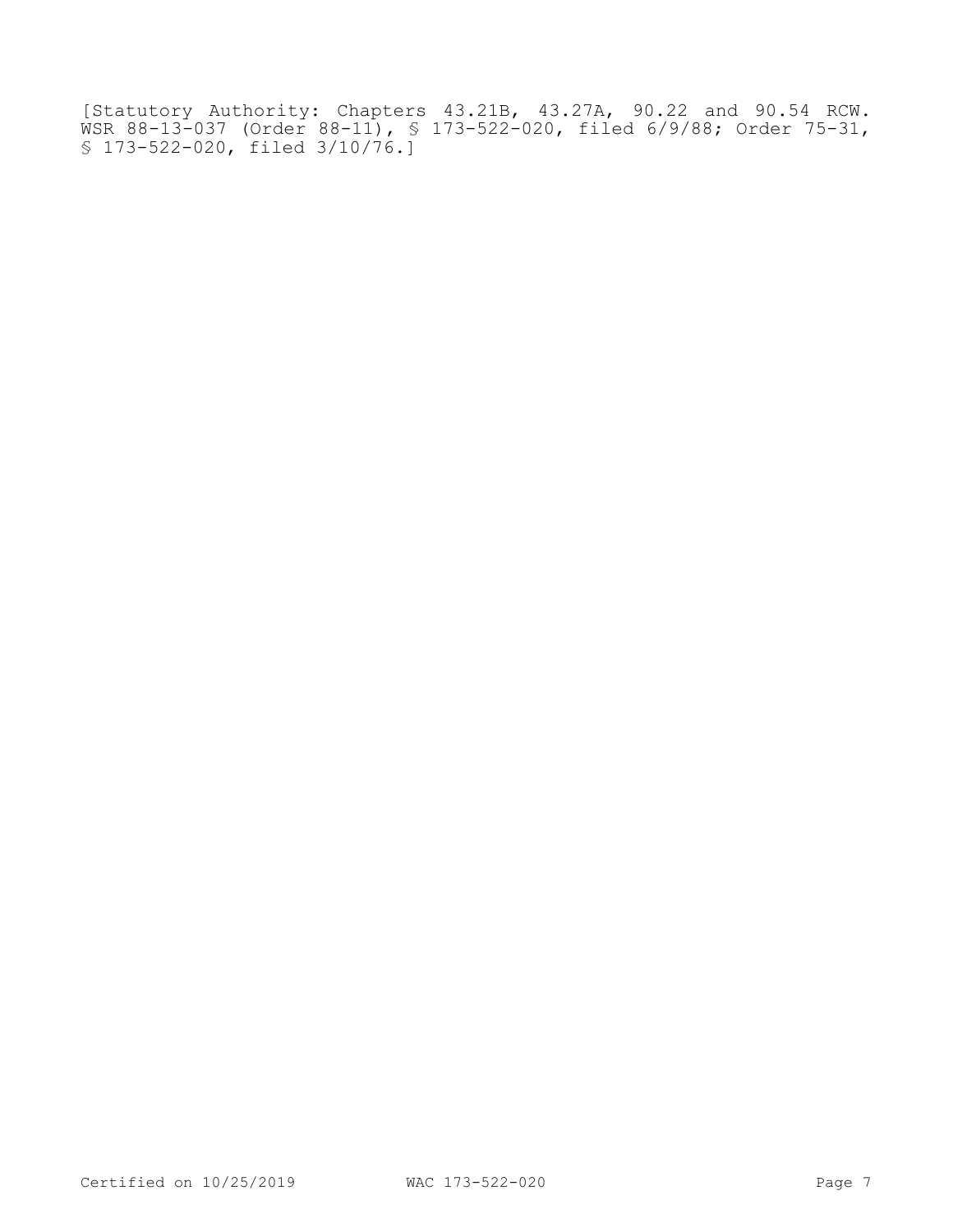[Statutory Authority: Chapters 43.21B, 43.27A, 90.22 and 90.54 RCW. WSR 88-13-037 (Order 88-11), § 173-522-020, filed 6/9/88; Order 75-31, § 173-522-020, filed 3/10/76.]